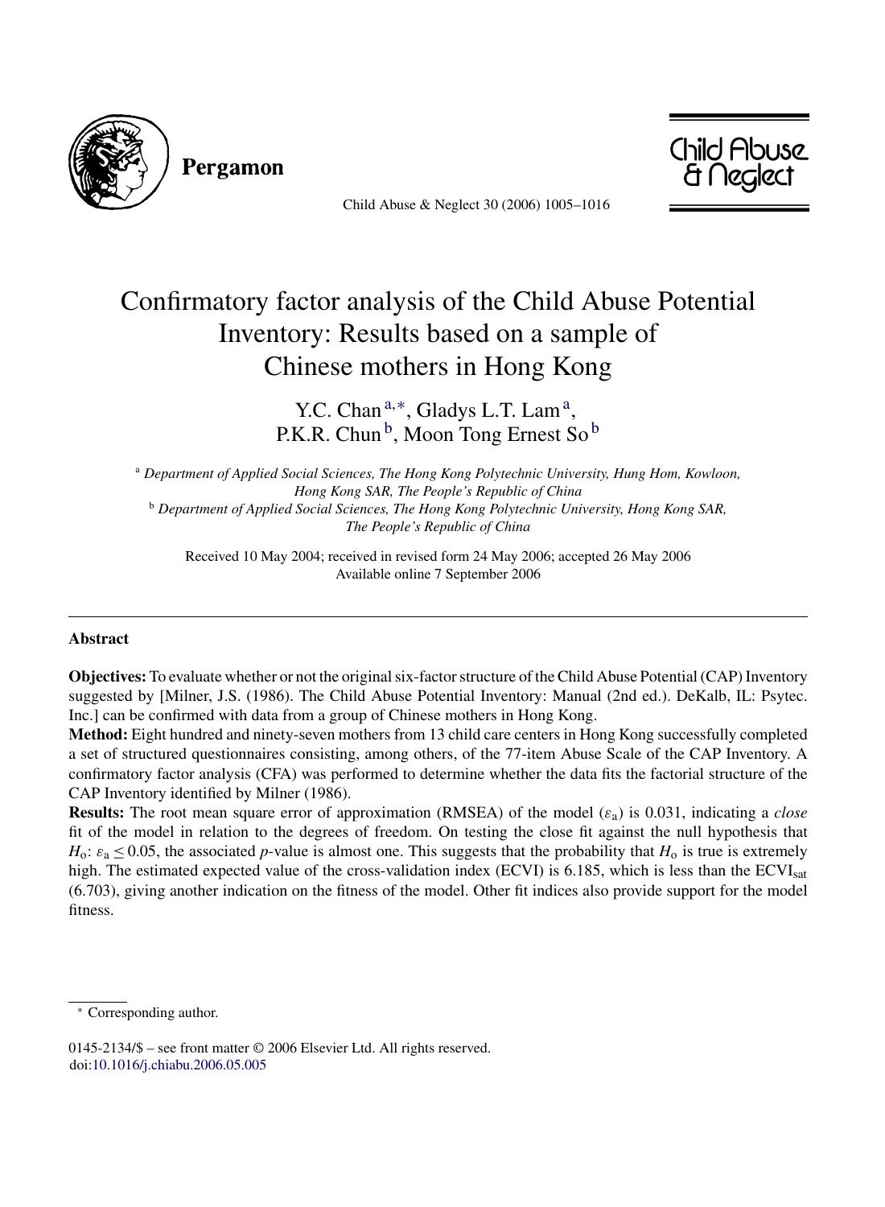# Confirmatory factor analysis of the Child Abuse Potential Inventory: Results based on a sample of Chinese mothers in Hong Kong

Y.C. Chan [a,*], Gladys L.T. Lam [a], P.K.R. Chun [b], Moon Tong Ernest So [b]

[a] *Department of Applied Social Sciences, The Hong Kong Polytechnic University, Hung Hom, Kowloon, Hong Kong SAR, The People's Republic of China*

[b] *Department of Applied Social Sciences, The Hong Kong Polytechnic University, Hong Kong SAR, The People's Republic of China*

Received 10 May 2004; received in revised form 24 May 2006; accepted 26 May 2006
Available online 7 September 2006

## Abstract

**Objectives:** To evaluate whether or not the original six-factor structure of the Child Abuse Potential (CAP) Inventory suggested by [Milner, J.S. (1986). The Child Abuse Potential Inventory: Manual (2nd ed.). DeKalb, IL: Psytec. Inc.] can be confirmed with data from a group of Chinese mothers in Hong Kong.

**Method:** Eight hundred and ninety-seven mothers from 13 child care centers in Hong Kong successfully completed a set of structured questionnaires consisting, among others, of the 77-item Abuse Scale of the CAP Inventory. A confirmatory factor analysis (CFA) was performed to determine whether the data fits the factorial structure of the CAP Inventory identified by Milner (1986).

**Results:** The root mean square error of approximation (RMSEA) of the model ($\varepsilon_a$) is 0.031, indicating a *close* fit of the model in relation to the degrees of freedom. On testing the close fit against the null hypothesis that $H_o$: $\varepsilon_a \leq 0.05$, the associated *p*-value is almost one. This suggests that the probability that $H_o$ is true is extremely high. The estimated expected value of the cross-validation index (ECVI) is 6.185, which is less than the $\text{ECVI}_{\text{sat}}$ (6.703), giving another indication on the fitness of the model. Other fit indices also provide support for the model fitness.

* Corresponding author.

0145-2134/$ – see front matter © 2006 Elsevier Ltd. All rights reserved.
doi:10.1016/j.chiabu.2006.05.005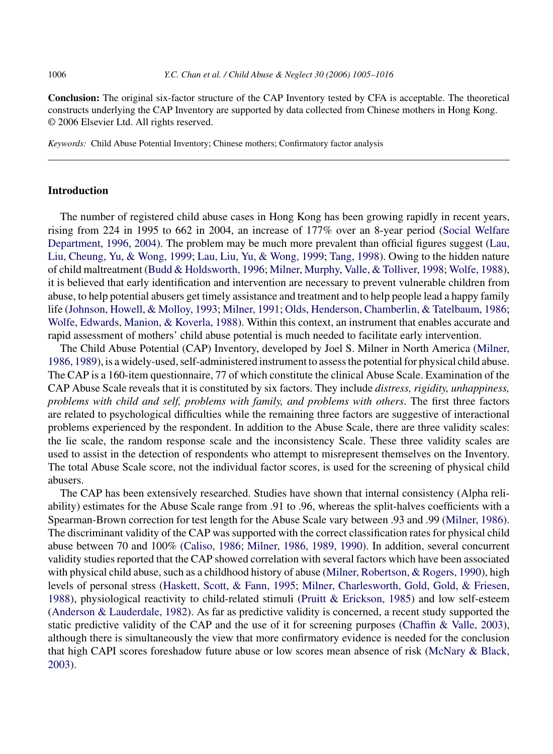**Conclusion:** The original six-factor structure of the CAP Inventory tested by CFA is acceptable. The theoretical constructs underlying the CAP Inventory are supported by data collected from Chinese mothers in Hong Kong.
© 2006 Elsevier Ltd. All rights reserved.

*Keywords:* Child Abuse Potential Inventory; Chinese mothers; Confirmatory factor analysis

## Introduction

The number of registered child abuse cases in Hong Kong has been growing rapidly in recent years, rising from 224 in 1995 to 662 in 2004, an increase of 177% over an 8-year period (Social Welfare Department, 1996, 2004). The problem may be much more prevalent than official figures suggest (Lau, Liu, Cheung, Yu, & Wong, 1999; Lau, Liu, Yu, & Wong, 1999; Tang, 1998). Owing to the hidden nature of child maltreatment (Budd & Holdsworth, 1996; Milner, Murphy, Valle, & Tolliver, 1998; Wolfe, 1988), it is believed that early identification and intervention are necessary to prevent vulnerable children from abuse, to help potential abusers get timely assistance and treatment and to help people lead a happy family life (Johnson, Howell, & Molloy, 1993; Milner, 1991; Olds, Henderson, Chamberlin, & Tatelbaum, 1986; Wolfe, Edwards, Manion, & Koverla, 1988). Within this context, an instrument that enables accurate and rapid assessment of mothers' child abuse potential is much needed to facilitate early intervention.

The Child Abuse Potential (CAP) Inventory, developed by Joel S. Milner in North America (Milner, 1986, 1989), is a widely-used, self-administered instrument to assess the potential for physical child abuse. The CAP is a 160-item questionnaire, 77 of which constitute the clinical Abuse Scale. Examination of the CAP Abuse Scale reveals that it is constituted by six factors. They include *distress, rigidity, unhappiness, problems with child and self, problems with family, and problems with others*. The first three factors are related to psychological difficulties while the remaining three factors are suggestive of interactional problems experienced by the respondent. In addition to the Abuse Scale, there are three validity scales: the lie scale, the random response scale and the inconsistency Scale. These three validity scales are used to assist in the detection of respondents who attempt to misrepresent themselves on the Inventory. The total Abuse Scale score, not the individual factor scores, is used for the screening of physical child abusers.

The CAP has been extensively researched. Studies have shown that internal consistency (Alpha reliability) estimates for the Abuse Scale range from .91 to .96, whereas the split-halves coefficients with a Spearman-Brown correction for test length for the Abuse Scale vary between .93 and .99 (Milner, 1986). The discriminant validity of the CAP was supported with the correct classification rates for physical child abuse between 70 and 100% (Caliso, 1986; Milner, 1986, 1989, 1990). In addition, several concurrent validity studies reported that the CAP showed correlation with several factors which have been associated with physical child abuse, such as a childhood history of abuse (Milner, Robertson, & Rogers, 1990), high levels of personal stress (Haskett, Scott, & Fann, 1995; Milner, Charlesworth, Gold, Gold, & Friesen, 1988), physiological reactivity to child-related stimuli (Pruitt & Erickson, 1985) and low self-esteem (Anderson & Lauderdale, 1982). As far as predictive validity is concerned, a recent study supported the static predictive validity of the CAP and the use of it for screening purposes (Chaffin & Valle, 2003), although there is simultaneously the view that more confirmatory evidence is needed for the conclusion that high CAPI scores foreshadow future abuse or low scores mean absence of risk (McNary & Black, 2003).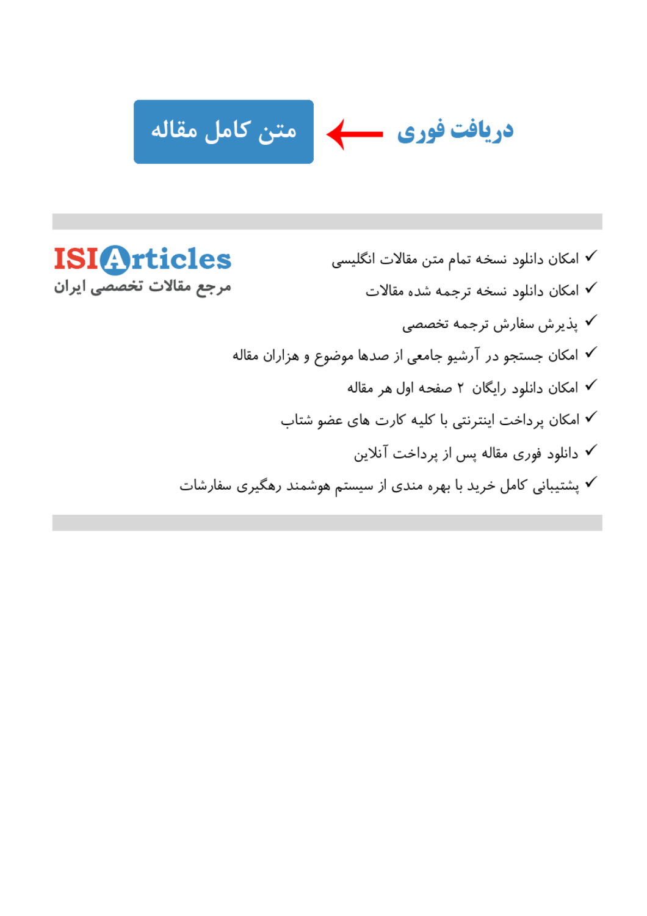دریافت فوری ← **متن کامل مقاله**

**ISIArticles**
مرجع مقالات تخصصی ایران

- ✓ امکان دانلود نسخه تمام متن مقالات انگلیسی
- ✓ امکان دانلود نسخه ترجمه شده مقالات
- ✓ پذیرش سفارش ترجمه تخصصی
- ✓ امکان جستجو در آرشیو جامعی از صدها موضوع و هزاران مقاله
- ✓ امکان دانلود رایگان ۲ صفحه اول هر مقاله
- ✓ امکان پرداخت اینترنتی با کلیه کارت های عضو شتاب
- ✓ دانلود فوری مقاله پس از پرداخت آنلاین
- ✓ پشتیبانی کامل خرید با بهره مندی از سیستم هوشمند رهگیری سفارشات